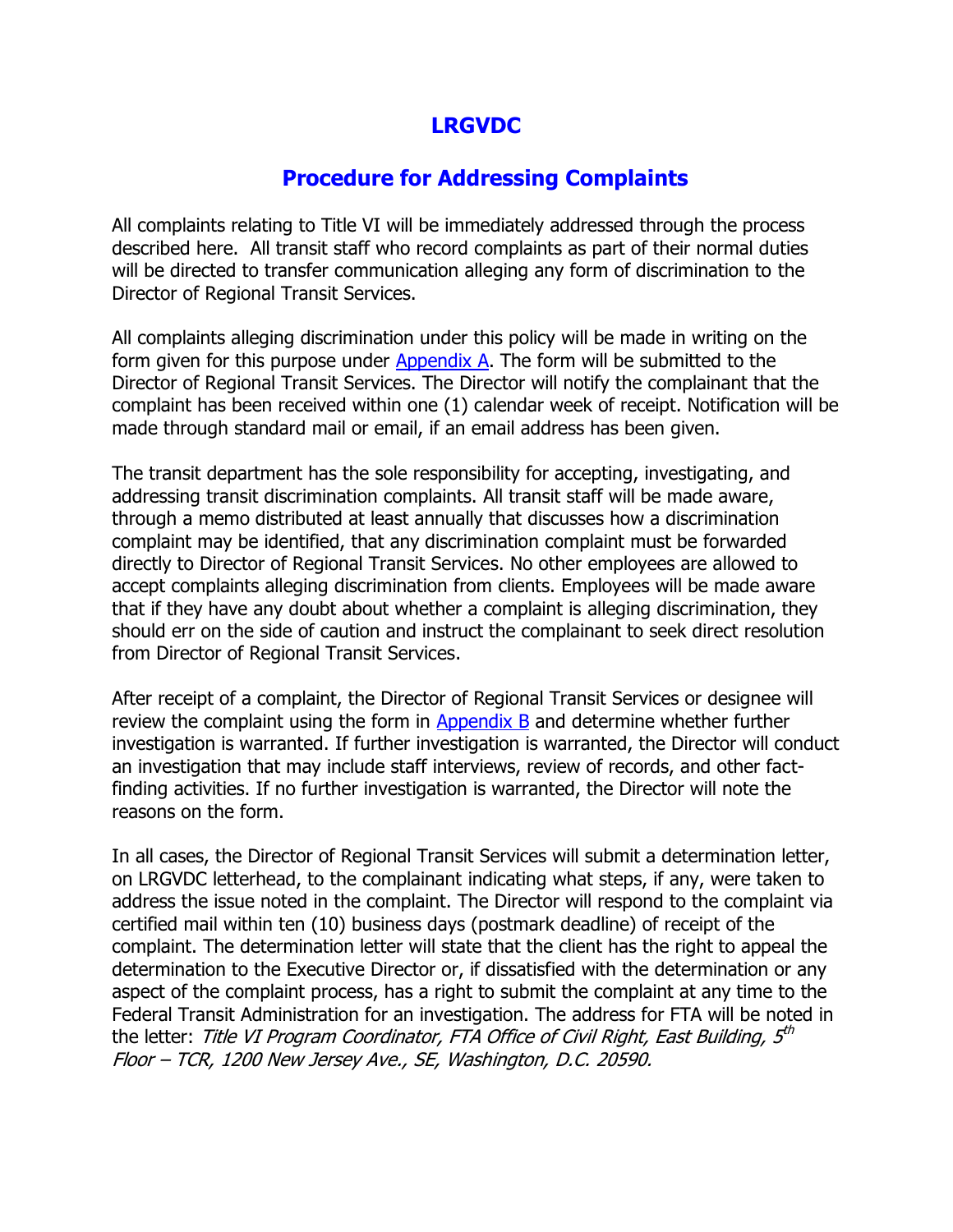# LRGVDC

## Procedure for Addressing Complaints

All complaints relating to Title VI will be immediately addressed through the process described here. All transit staff who record complaints as part of their normal duties will be directed to transfer communication alleging any form of discrimination to the Director of Regional Transit Services.

All complaints alleging discrimination under this policy will be made in writing on the form given for this purpose under Appendix A. The form will be submitted to the Director of Regional Transit Services. The Director will notify the complainant that the complaint has been received within one (1) calendar week of receipt. Notification will be made through standard mail or email, if an email address has been given.

The transit department has the sole responsibility for accepting, investigating, and addressing transit discrimination complaints. All transit staff will be made aware, through a memo distributed at least annually that discusses how a discrimination complaint may be identified, that any discrimination complaint must be forwarded directly to Director of Regional Transit Services. No other employees are allowed to accept complaints alleging discrimination from clients. Employees will be made aware that if they have any doubt about whether a complaint is alleging discrimination, they should err on the side of caution and instruct the complainant to seek direct resolution from Director of Regional Transit Services.

After receipt of a complaint, the Director of Regional Transit Services or designee will review the complaint using the form in Appendix B and determine whether further investigation is warranted. If further investigation is warranted, the Director will conduct an investigation that may include staff interviews, review of records, and other fact-finding activities. If no further investigation is warranted, the Director will note the reasons on the form.

In all cases, the Director of Regional Transit Services will submit a determination letter, on LRGVDC letterhead, to the complainant indicating what steps, if any, were taken to address the issue noted in the complaint. The Director will respond to the complaint via certified mail within ten (10) business days (postmark deadline) of receipt of the complaint. The determination letter will state that the client has the right to appeal the determination to the Executive Director or, if dissatisfied with the determination or any aspect of the complaint process, has a right to submit the complaint at any time to the Federal Transit Administration for an investigation. The address for FTA will be noted in the letter: *Title VI Program Coordinator, FTA Office of Civil Right, East Building, 5th Floor – TCR, 1200 New Jersey Ave., SE, Washington, D.C. 20590.*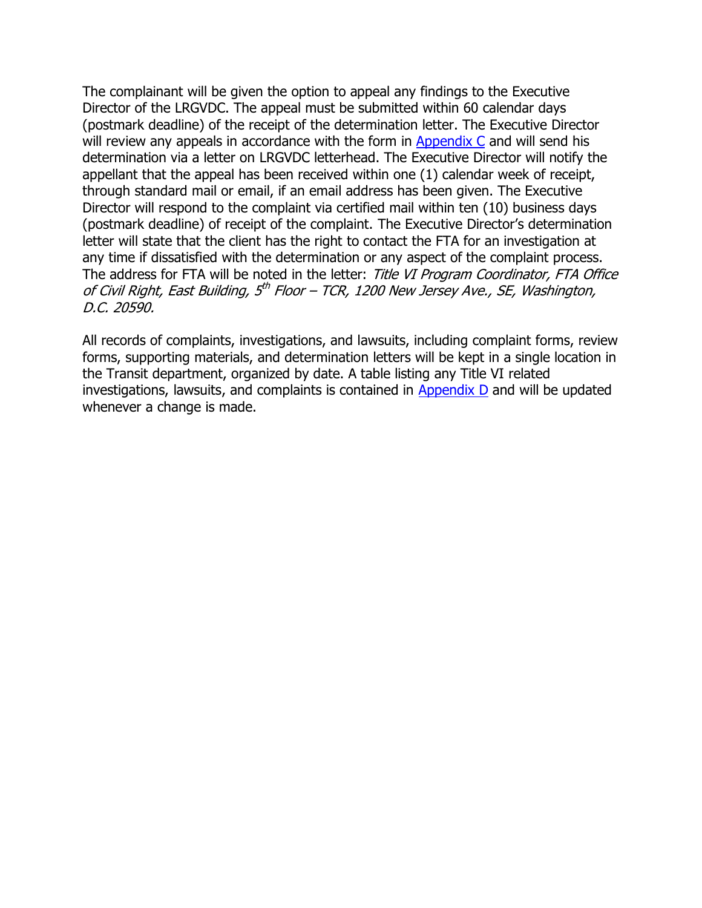The complainant will be given the option to appeal any findings to the Executive Director of the LRGVDC. The appeal must be submitted within 60 calendar days (postmark deadline) of the receipt of the determination letter. The Executive Director will review any appeals in accordance with the form in Appendix C and will send his determination via a letter on LRGVDC letterhead. The Executive Director will notify the appellant that the appeal has been received within one (1) calendar week of receipt, through standard mail or email, if an email address has been given. The Executive Director will respond to the complaint via certified mail within ten (10) business days (postmark deadline) of receipt of the complaint. The Executive Director's determination letter will state that the client has the right to contact the FTA for an investigation at any time if dissatisfied with the determination or any aspect of the complaint process. The address for FTA will be noted in the letter: *Title VI Program Coordinator, FTA Office of Civil Right, East Building, 5th Floor – TCR, 1200 New Jersey Ave., SE, Washington, D.C. 20590.*

All records of complaints, investigations, and lawsuits, including complaint forms, review forms, supporting materials, and determination letters will be kept in a single location in the Transit department, organized by date. A table listing any Title VI related investigations, lawsuits, and complaints is contained in Appendix D and will be updated whenever a change is made.